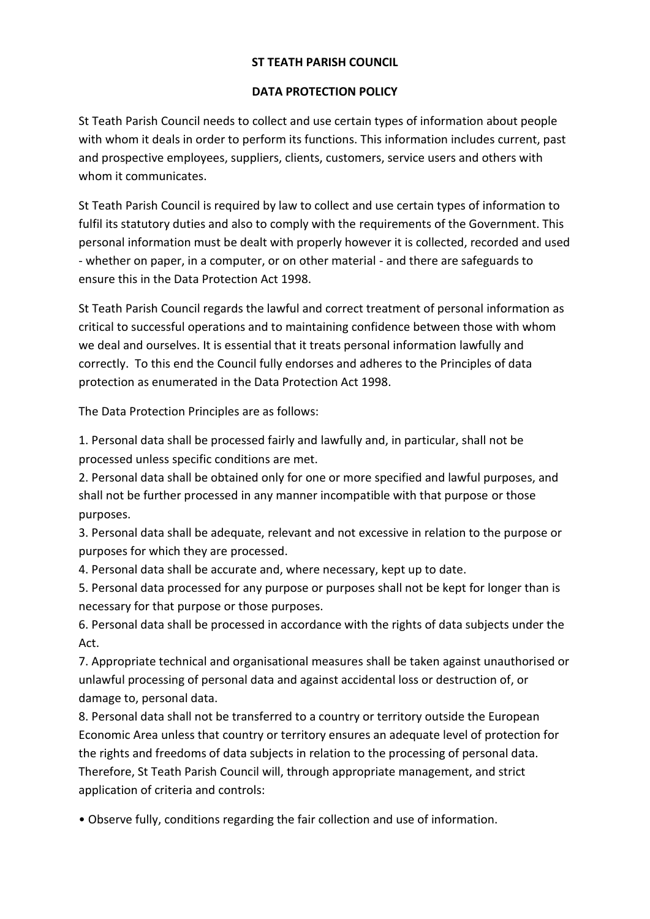# ST TEATH PARISH COUNCIL

## DATA PROTECTION POLICY

St Teath Parish Council needs to collect and use certain types of information about people with whom it deals in order to perform its functions. This information includes current, past and prospective employees, suppliers, clients, customers, service users and others with whom it communicates.

St Teath Parish Council is required by law to collect and use certain types of information to fulfil its statutory duties and also to comply with the requirements of the Government. This personal information must be dealt with properly however it is collected, recorded and used - whether on paper, in a computer, or on other material - and there are safeguards to ensure this in the Data Protection Act 1998.

St Teath Parish Council regards the lawful and correct treatment of personal information as critical to successful operations and to maintaining confidence between those with whom we deal and ourselves. It is essential that it treats personal information lawfully and correctly. To this end the Council fully endorses and adheres to the Principles of data protection as enumerated in the Data Protection Act 1998.

The Data Protection Principles are as follows:

1. Personal data shall be processed fairly and lawfully and, in particular, shall not be processed unless specific conditions are met.
2. Personal data shall be obtained only for one or more specified and lawful purposes, and shall not be further processed in any manner incompatible with that purpose or those purposes.
3. Personal data shall be adequate, relevant and not excessive in relation to the purpose or purposes for which they are processed.
4. Personal data shall be accurate and, where necessary, kept up to date.
5. Personal data processed for any purpose or purposes shall not be kept for longer than is necessary for that purpose or those purposes.
6. Personal data shall be processed in accordance with the rights of data subjects under the Act.
7. Appropriate technical and organisational measures shall be taken against unauthorised or unlawful processing of personal data and against accidental loss or destruction of, or damage to, personal data.
8. Personal data shall not be transferred to a country or territory outside the European Economic Area unless that country or territory ensures an adequate level of protection for the rights and freedoms of data subjects in relation to the processing of personal data.

Therefore, St Teath Parish Council will, through appropriate management, and strict application of criteria and controls:

- Observe fully, conditions regarding the fair collection and use of information.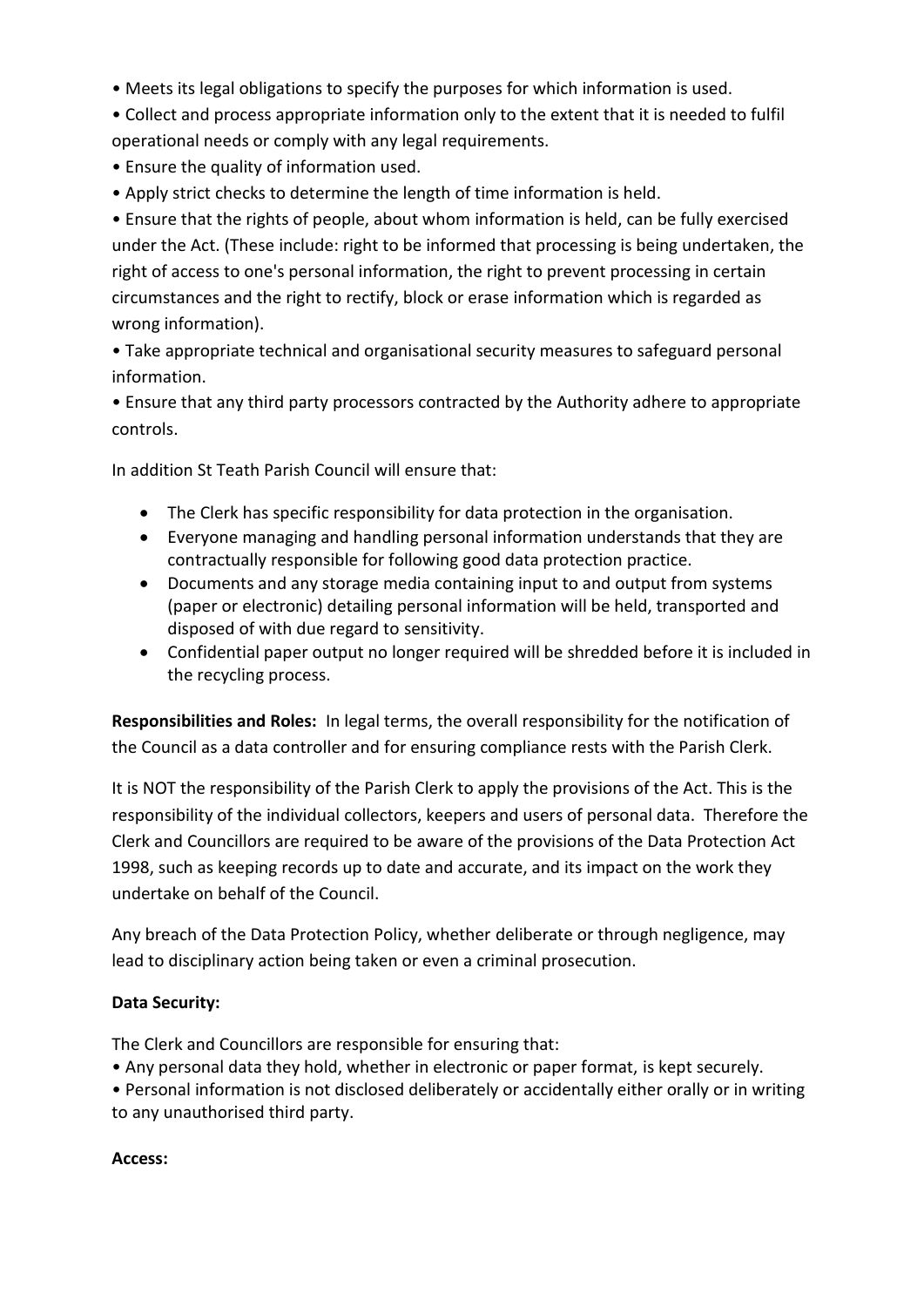• Meets its legal obligations to specify the purposes for which information is used.

• Collect and process appropriate information only to the extent that it is needed to fulfil operational needs or comply with any legal requirements.

• Ensure the quality of information used.

• Apply strict checks to determine the length of time information is held.

• Ensure that the rights of people, about whom information is held, can be fully exercised under the Act. (These include: right to be informed that processing is being undertaken, the right of access to one's personal information, the right to prevent processing in certain circumstances and the right to rectify, block or erase information which is regarded as wrong information).

• Take appropriate technical and organisational security measures to safeguard personal information.

• Ensure that any third party processors contracted by the Authority adhere to appropriate controls.

In addition St Teath Parish Council will ensure that:

- The Clerk has specific responsibility for data protection in the organisation.
- Everyone managing and handling personal information understands that they are contractually responsible for following good data protection practice.
- Documents and any storage media containing input to and output from systems (paper or electronic) detailing personal information will be held, transported and disposed of with due regard to sensitivity.
- Confidential paper output no longer required will be shredded before it is included in the recycling process.

**Responsibilities and Roles:** In legal terms, the overall responsibility for the notification of the Council as a data controller and for ensuring compliance rests with the Parish Clerk.

It is NOT the responsibility of the Parish Clerk to apply the provisions of the Act. This is the responsibility of the individual collectors, keepers and users of personal data. Therefore the Clerk and Councillors are required to be aware of the provisions of the Data Protection Act 1998, such as keeping records up to date and accurate, and its impact on the work they undertake on behalf of the Council.

Any breach of the Data Protection Policy, whether deliberate or through negligence, may lead to disciplinary action being taken or even a criminal prosecution.

**Data Security:**

The Clerk and Councillors are responsible for ensuring that:

• Any personal data they hold, whether in electronic or paper format, is kept securely.

• Personal information is not disclosed deliberately or accidentally either orally or in writing to any unauthorised third party.

**Access:**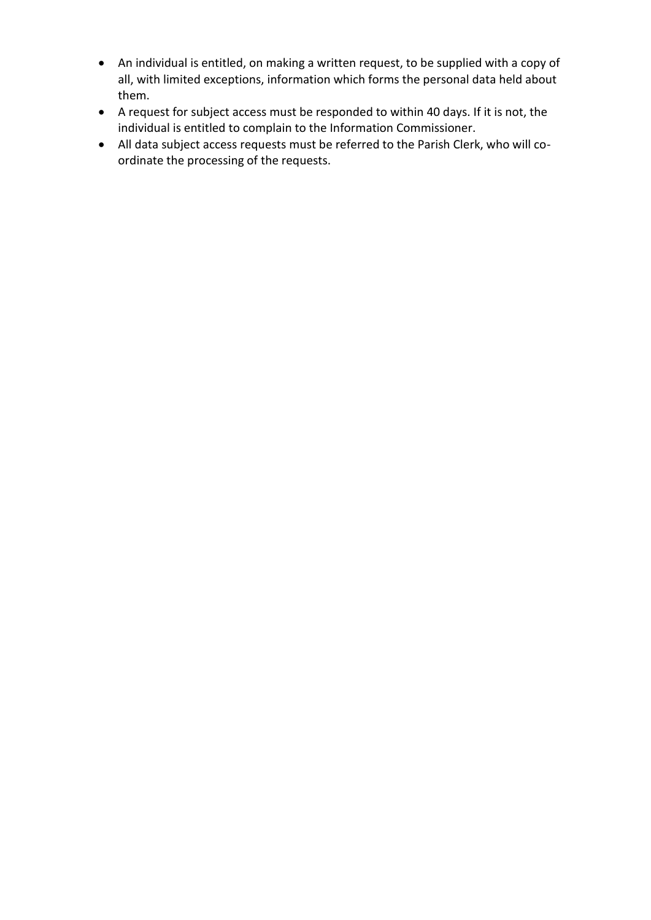- An individual is entitled, on making a written request, to be supplied with a copy of all, with limited exceptions, information which forms the personal data held about them.
- A request for subject access must be responded to within 40 days. If it is not, the individual is entitled to complain to the Information Commissioner.
- All data subject access requests must be referred to the Parish Clerk, who will co-ordinate the processing of the requests.